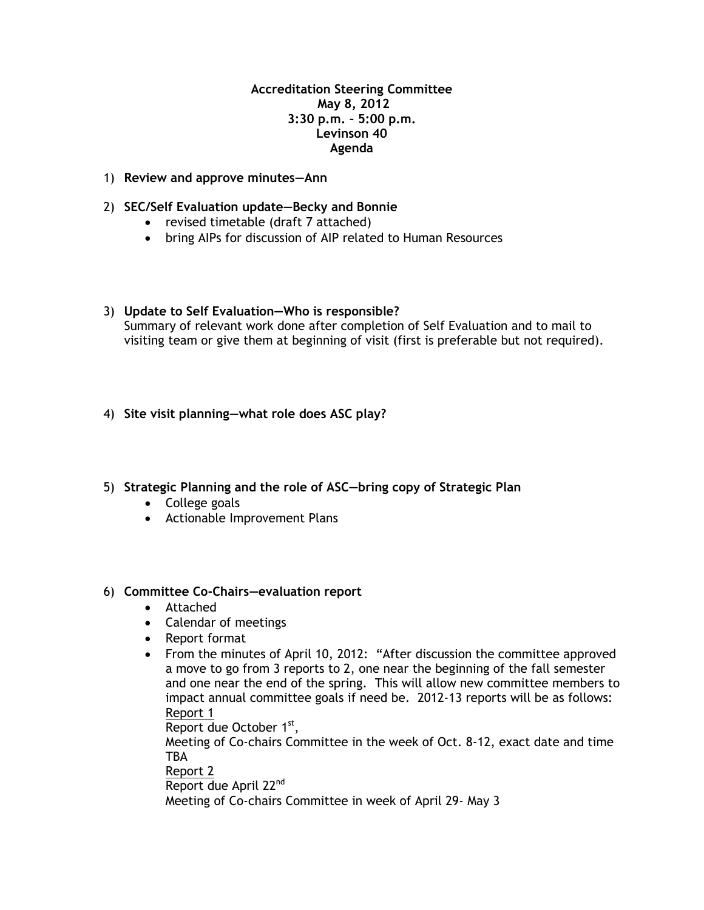**Accreditation Steering Committee**
**May 8, 2012**
**3:30 p.m. – 5:00 p.m.**
**Levinson 40**
**Agenda**

1) **Review and approve minutes—Ann**

2) **SEC/Self Evaluation update—Becky and Bonnie**
   - revised timetable (draft 7 attached)
   - bring AIPs for discussion of AIP related to Human Resources

3) **Update to Self Evaluation—Who is responsible?**
   Summary of relevant work done after completion of Self Evaluation and to mail to visiting team or give them at beginning of visit (first is preferable but not required).

4) **Site visit planning—what role does ASC play?**

5) **Strategic Planning and the role of ASC—bring copy of Strategic Plan**
   - College goals
   - Actionable Improvement Plans

6) **Committee Co-Chairs—evaluation report**
   - Attached
   - Calendar of meetings
   - Report format
   - From the minutes of April 10, 2012: "After discussion the committee approved a move to go from 3 reports to 2, one near the beginning of the fall semester and one near the end of the spring. This will allow new committee members to impact annual committee goals if need be. 2012-13 reports will be as follows:
     Report 1
     Report due October 1st,
     Meeting of Co-chairs Committee in the week of Oct. 8-12, exact date and time TBA
     Report 2
     Report due April 22nd
     Meeting of Co-chairs Committee in week of April 29- May 3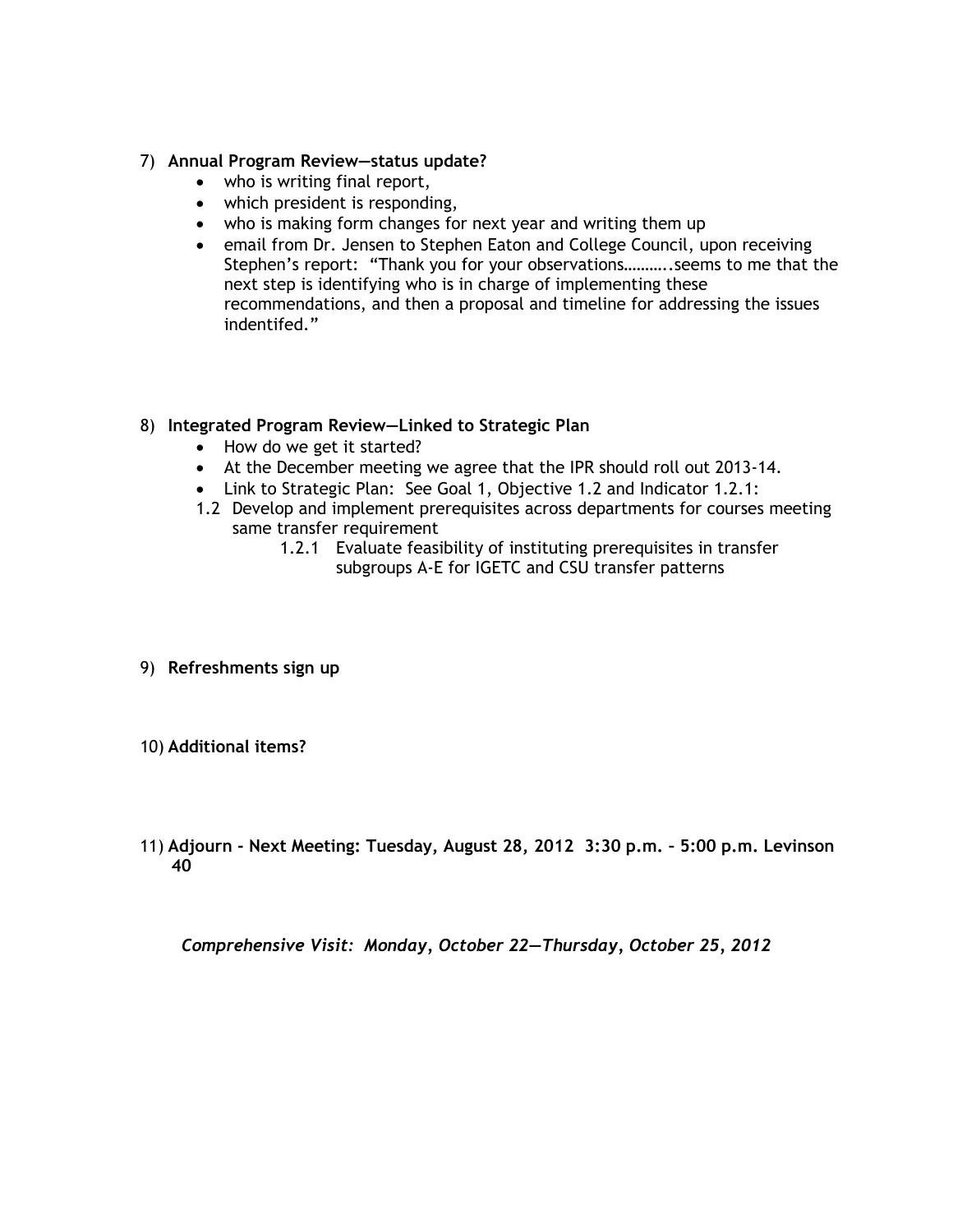7) **Annual Program Review—status update?**
    - who is writing final report,
    - which president is responding,
    - who is making form changes for next year and writing them up
    - email from Dr. Jensen to Stephen Eaton and College Council, upon receiving Stephen's report: "Thank you for your observations………..seems to me that the next step is identifying who is in charge of implementing these recommendations, and then a proposal and timeline for addressing the issues indentifed."

8) **Integrated Program Review—Linked to Strategic Plan**
    - How do we get it started?
    - At the December meeting we agree that the IPR should roll out 2013-14.
    - Link to Strategic Plan: See Goal 1, Objective 1.2 and Indicator 1.2.1:

    1.2 Develop and implement prerequisites across departments for courses meeting same transfer requirement

    1.2.1 Evaluate feasibility of instituting prerequisites in transfer subgroups A-E for IGETC and CSU transfer patterns

9) **Refreshments sign up**

10) **Additional items?**

11) **Adjourn - Next Meeting: Tuesday, August 28, 2012 3:30 p.m. – 5:00 p.m. Levinson 40**

***Comprehensive Visit: Monday, October 22—Thursday, October 25, 2012***